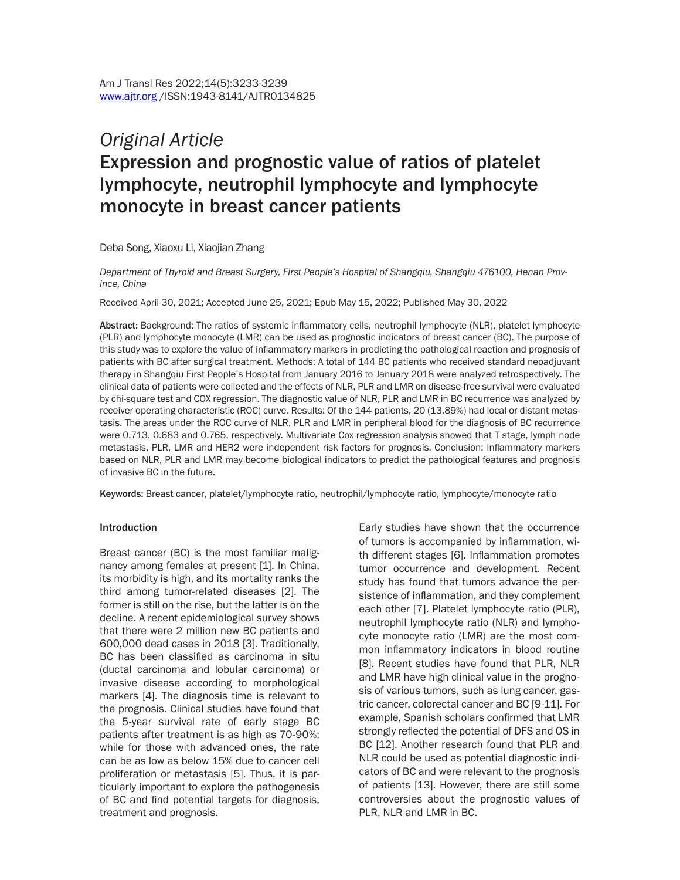*Original Article*

# Expression and prognostic value of ratios of platelet lymphocyte, neutrophil lymphocyte and lymphocyte monocyte in breast cancer patients

Deba Song, Xiaoxu Li, Xiaojian Zhang

*Department of Thyroid and Breast Surgery, First People's Hospital of Shangqiu, Shangqiu 476100, Henan Province, China*

Received April 30, 2021; Accepted June 25, 2021; Epub May 15, 2022; Published May 30, 2022

**Abstract:** Background: The ratios of systemic inflammatory cells, neutrophil lymphocyte (NLR), platelet lymphocyte (PLR) and lymphocyte monocyte (LMR) can be used as prognostic indicators of breast cancer (BC). The purpose of this study was to explore the value of inflammatory markers in predicting the pathological reaction and prognosis of patients with BC after surgical treatment. Methods: A total of 144 BC patients who received standard neoadjuvant therapy in Shangqiu First People's Hospital from January 2016 to January 2018 were analyzed retrospectively. The clinical data of patients were collected and the effects of NLR, PLR and LMR on disease-free survival were evaluated by chi-square test and COX regression. The diagnostic value of NLR, PLR and LMR in BC recurrence was analyzed by receiver operating characteristic (ROC) curve. Results: Of the 144 patients, 20 (13.89%) had local or distant metastasis. The areas under the ROC curve of NLR, PLR and LMR in peripheral blood for the diagnosis of BC recurrence were 0.713, 0.683 and 0.765, respectively. Multivariate Cox regression analysis showed that T stage, lymph node metastasis, PLR, LMR and HER2 were independent risk factors for prognosis. Conclusion: Inflammatory markers based on NLR, PLR and LMR may become biological indicators to predict the pathological features and prognosis of invasive BC in the future.

**Keywords:** Breast cancer, platelet/lymphocyte ratio, neutrophil/lymphocyte ratio, lymphocyte/monocyte ratio

## Introduction

Breast cancer (BC) is the most familiar malignancy among females at present [1]. In China, its morbidity is high, and its mortality ranks the third among tumor-related diseases [2]. The former is still on the rise, but the latter is on the decline. A recent epidemiological survey shows that there were 2 million new BC patients and 600,000 dead cases in 2018 [3]. Traditionally, BC has been classified as carcinoma in situ (ductal carcinoma and lobular carcinoma) or invasive disease according to morphological markers [4]. The diagnosis time is relevant to the prognosis. Clinical studies have found that the 5-year survival rate of early stage BC patients after treatment is as high as 70-90%; while for those with advanced ones, the rate can be as low as below 15% due to cancer cell proliferation or metastasis [5]. Thus, it is particularly important to explore the pathogenesis of BC and find potential targets for diagnosis, treatment and prognosis.

Early studies have shown that the occurrence of tumors is accompanied by inflammation, with different stages [6]. Inflammation promotes tumor occurrence and development. Recent study has found that tumors advance the persistence of inflammation, and they complement each other [7]. Platelet lymphocyte ratio (PLR), neutrophil lymphocyte ratio (NLR) and lymphocyte monocyte ratio (LMR) are the most common inflammatory indicators in blood routine [8]. Recent studies have found that PLR, NLR and LMR have high clinical value in the prognosis of various tumors, such as lung cancer, gastric cancer, colorectal cancer and BC [9-11]. For example, Spanish scholars confirmed that LMR strongly reflected the potential of DFS and OS in BC [12]. Another research found that PLR and NLR could be used as potential diagnostic indicators of BC and were relevant to the prognosis of patients [13]. However, there are still some controversies about the prognostic values of PLR, NLR and LMR in BC.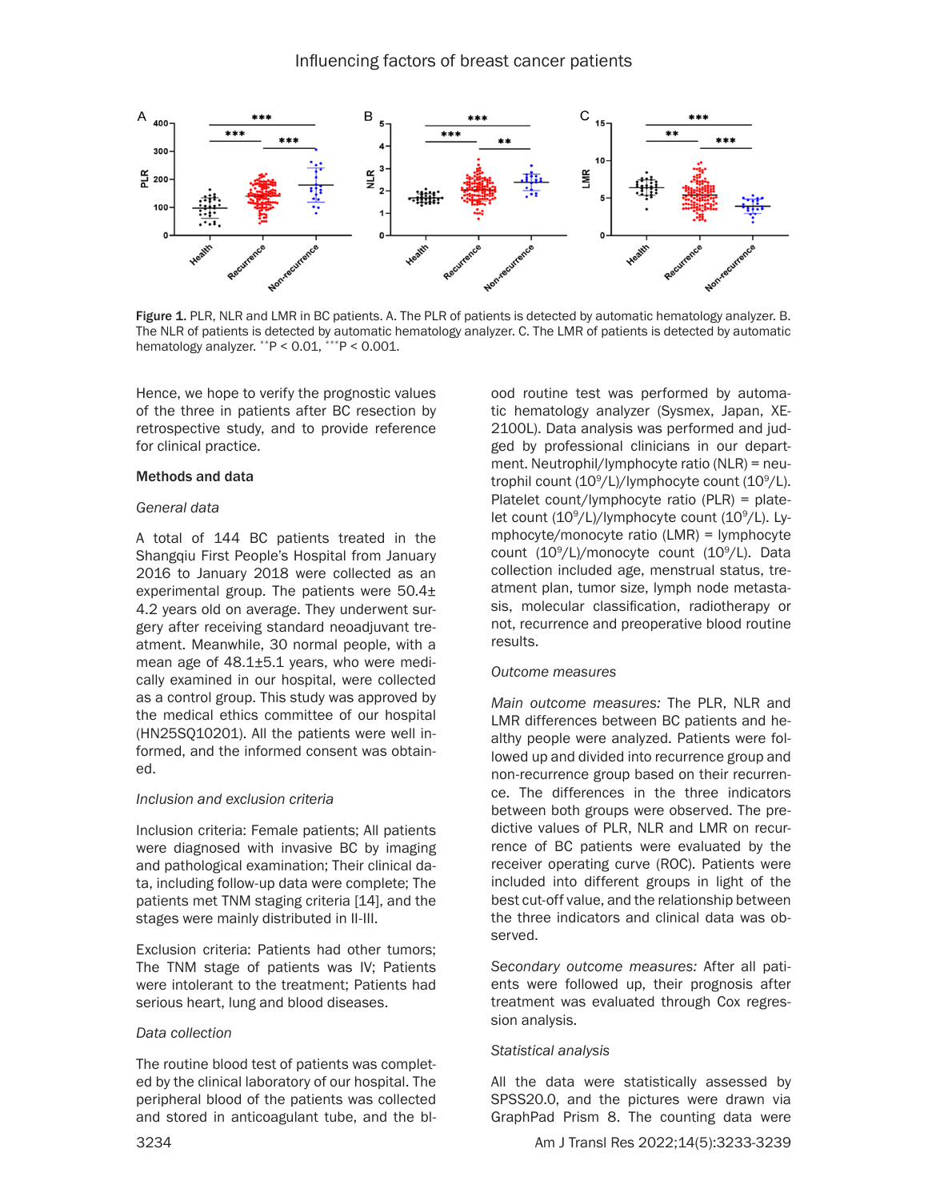Figure 1. PLR, NLR and LMR in BC patients. A. The PLR of patients is detected by automatic hematology analyzer. B. The NLR of patients is detected by automatic hematology analyzer. C. The LMR of patients is detected by automatic hematology analyzer. **$P < 0.01$, ***$P < 0.001$.

Hence, we hope to verify the prognostic values of the three in patients after BC resection by retrospective study, and to provide reference for clinical practice.

## Methods and data

### General data

A total of 144 BC patients treated in the Shangqiu First People's Hospital from January 2016 to January 2018 were collected as an experimental group. The patients were 50.4±4.2 years old on average. They underwent surgery after receiving standard neoadjuvant treatment. Meanwhile, 30 normal people, with a mean age of 48.1±5.1 years, who were medically examined in our hospital, were collected as a control group. This study was approved by the medical ethics committee of our hospital (HN25SQ10201). All the patients were well informed, and the informed consent was obtained.

### Inclusion and exclusion criteria

Inclusion criteria: Female patients; All patients were diagnosed with invasive BC by imaging and pathological examination; Their clinical data, including follow-up data were complete; The patients met TNM staging criteria [14], and the stages were mainly distributed in II-III.

Exclusion criteria: Patients had other tumors; The TNM stage of patients was IV; Patients were intolerant to the treatment; Patients had serious heart, lung and blood diseases.

### Data collection

The routine blood test of patients was completed by the clinical laboratory of our hospital. The peripheral blood of the patients was collected and stored in anticoagulant tube, and the blood routine test was performed by automatic hematology analyzer (Sysmex, Japan, XE-2100L). Data analysis was performed and judged by professional clinicians in our department. Neutrophil/lymphocyte ratio (NLR) = neutrophil count ($10^9$/L)/lymphocyte count ($10^9$/L). Platelet count/lymphocyte ratio (PLR) = platelet count ($10^9$/L)/lymphocyte count ($10^9$/L). Lymphocyte/monocyte ratio (LMR) = lymphocyte count ($10^9$/L)/monocyte count ($10^9$/L). Data collection included age, menstrual status, treatment plan, tumor size, lymph node metastasis, molecular classification, radiotherapy or not, recurrence and preoperative blood routine results.

### Outcome measures

*Main outcome measures:* The PLR, NLR and LMR differences between BC patients and healthy people were analyzed. Patients were followed up and divided into recurrence group and non-recurrence group based on their recurrence. The differences in the three indicators between both groups were observed. The predictive values of PLR, NLR and LMR on recurrence of BC patients were evaluated by the receiver operating curve (ROC). Patients were included into different groups in light of the best cut-off value, and the relationship between the three indicators and clinical data was observed.

*Secondary outcome measures:* After all patients were followed up, their prognosis after treatment was evaluated through Cox regression analysis.

### Statistical analysis

All the data were statistically assessed by SPSS20.0, and the pictures were drawn via GraphPad Prism 8. The counting data were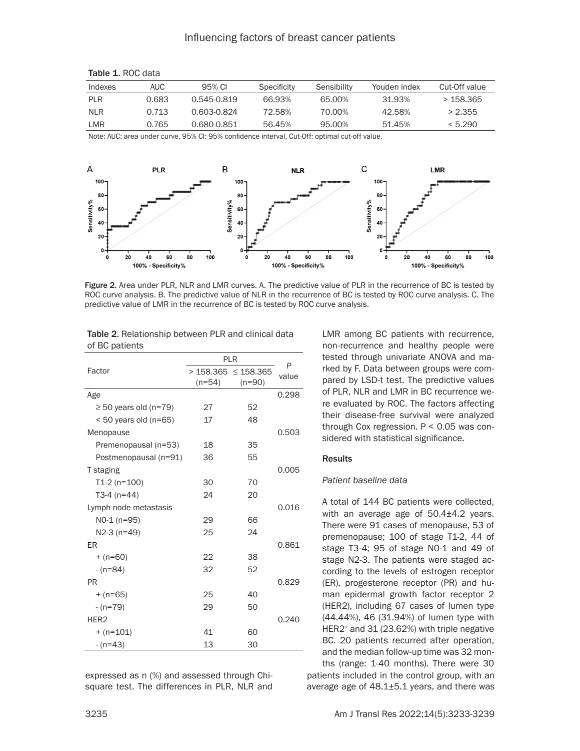**Table 1.** ROC data

| Indexes | AUC | 95% CI | Specificity | Sensibility | Youden index | Cut-Off value |
|---|---|---|---|---|---|---|
| PLR | 0.683 | 0.545-0.819 | 66.93% | 65.00% | 31.93% | > 158.365 |
| NLR | 0.713 | 0.603-0.824 | 72.58% | 70.00% | 42.58% | > 2.355 |
| LMR | 0.765 | 0.680-0.851 | 56.45% | 95.00% | 51.45% | < 5.290 |

Note: AUC: area under curve, 95% CI: 95% confidence interval, Cut-Off: optimal cut-off value.

**Figure 2.** Area under PLR, NLR and LMR curves. A. The predictive value of PLR in the recurrence of BC is tested by ROC curve analysis. B. The predictive value of NLR in the recurrence of BC is tested by ROC curve analysis. C. The predictive value of LMR in the recurrence of BC is tested by ROC curve analysis.

**Table 2.** Relationship between PLR and clinical data of BC patients

| Factor | PLR | | *P* value |
|---|---|---|---|
| | > 158.365 (n=54) | ≤ 158.365 (n=90) | |
| Age | | | 0.298 |
| ≥ 50 years old (n=79) | 27 | 52 | |
| < 50 years old (n=65) | 17 | 48 | |
| Menopause | | | 0.503 |
| Premenopausal (n=53) | 18 | 35 | |
| Postmenopausal (n=91) | 36 | 55 | |
| T staging | | | 0.005 |
| T1-2 (n=100) | 30 | 70 | |
| T3-4 (n=44) | 24 | 20 | |
| Lymph node metastasis | | | 0.016 |
| N0-1 (n=95) | 29 | 66 | |
| N2-3 (n=49) | 25 | 24 | |
| ER | | | 0.861 |
| + (n=60) | 22 | 38 | |
| - (n=84) | 32 | 52 | |
| PR | | | 0.829 |
| + (n=65) | 25 | 40 | |
| - (n=79) | 29 | 50 | |
| HER2 | | | 0.240 |
| + (n=101) | 41 | 60 | |
| - (n=43) | 13 | 30 | |

expressed as n (%) and assessed through Chi-square test. The differences in PLR, NLR and LMR among BC patients with recurrence, non-recurrence and healthy people were tested through univariate ANOVA and marked by F. Data between groups were compared by LSD-t test. The predictive values of PLR, NLR and LMR in BC recurrence were evaluated by ROC. The factors affecting their disease-free survival were analyzed through Cox regression. $P < 0.05$ was considered with statistical significance.

## Results

### *Patient baseline data*

A total of 144 BC patients were collected, with an average age of 50.4±4.2 years. There were 91 cases of menopause, 53 of premenopause; 100 of stage T1-2, 44 of stage T3-4; 95 of stage N0-1 and 49 of stage N2-3. The patients were staged according to the levels of estrogen receptor (ER), progesterone receptor (PR) and human epidermal growth factor receptor 2 (HER2), including 67 cases of lumen type (44.44%), 46 (31.94%) of lumen type with $HER2^+$ and 31 (23.62%) with triple negative BC. 20 patients recurred after operation, and the median follow-up time was 32 months (range: 1-40 months). There were 30 patients included in the control group, with an average age of 48.1±5.1 years, and there was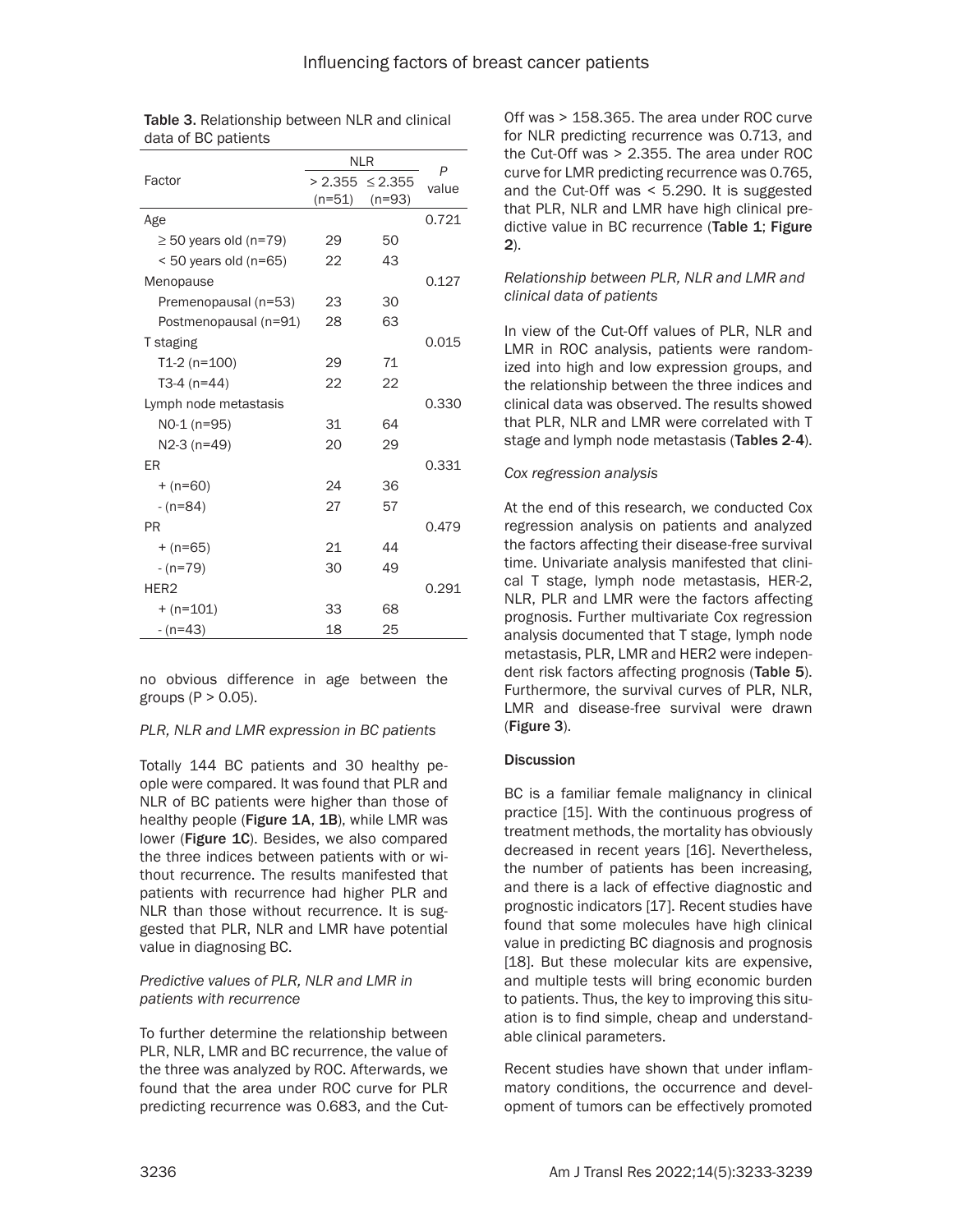Table 3. Relationship between NLR and clinical data of BC patients

| Factor | NLR | | P value |
|---|---|---|---|
| | > 2.355 (n=51) | ≤ 2.355 (n=93) | |
| Age | | | 0.721 |
| ≥ 50 years old (n=79) | 29 | 50 | |
| < 50 years old (n=65) | 22 | 43 | |
| Menopause | | | 0.127 |
| Premenopausal (n=53) | 23 | 30 | |
| Postmenopausal (n=91) | 28 | 63 | |
| T staging | | | 0.015 |
| T1-2 (n=100) | 29 | 71 | |
| T3-4 (n=44) | 22 | 22 | |
| Lymph node metastasis | | | 0.330 |
| N0-1 (n=95) | 31 | 64 | |
| N2-3 (n=49) | 20 | 29 | |
| ER | | | 0.331 |
| + (n=60) | 24 | 36 | |
| - (n=84) | 27 | 57 | |
| PR | | | 0.479 |
| + (n=65) | 21 | 44 | |
| - (n=79) | 30 | 49 | |
| HER2 | | | 0.291 |
| + (n=101) | 33 | 68 | |
| - (n=43) | 18 | 25 | |

no obvious difference in age between the groups ($P > 0.05$).

*PLR, NLR and LMR expression in BC patients*

Totally 144 BC patients and 30 healthy people were compared. It was found that PLR and NLR of BC patients were higher than those of healthy people (**Figure 1A**, **1B**), while LMR was lower (**Figure 1C**). Besides, we also compared the three indices between patients with or without recurrence. The results manifested that patients with recurrence had higher PLR and NLR than those without recurrence. It is suggested that PLR, NLR and LMR have potential value in diagnosing BC.

*Predictive values of PLR, NLR and LMR in patients with recurrence*

To further determine the relationship between PLR, NLR, LMR and BC recurrence, the value of the three was analyzed by ROC. Afterwards, we found that the area under ROC curve for PLR predicting recurrence was 0.683, and the Cut-Off was > 158.365. The area under ROC curve for NLR predicting recurrence was 0.713, and the Cut-Off was > 2.355. The area under ROC curve for LMR predicting recurrence was 0.765, and the Cut-Off was < 5.290. It is suggested that PLR, NLR and LMR have high clinical predictive value in BC recurrence (**Table 1**; **Figure 2**).

*Relationship between PLR, NLR and LMR and clinical data of patients*

In view of the Cut-Off values of PLR, NLR and LMR in ROC analysis, patients were randomized into high and low expression groups, and the relationship between the three indices and clinical data was observed. The results showed that PLR, NLR and LMR were correlated with T stage and lymph node metastasis (**Tables 2-4**).

*Cox regression analysis*

At the end of this research, we conducted Cox regression analysis on patients and analyzed the factors affecting their disease-free survival time. Univariate analysis manifested that clinical T stage, lymph node metastasis, HER-2, NLR, PLR and LMR were the factors affecting prognosis. Further multivariate Cox regression analysis documented that T stage, lymph node metastasis, PLR, LMR and HER2 were independent risk factors affecting prognosis (**Table 5**). Furthermore, the survival curves of PLR, NLR, LMR and disease-free survival were drawn (**Figure 3**).

## Discussion

BC is a familiar female malignancy in clinical practice [15]. With the continuous progress of treatment methods, the mortality has obviously decreased in recent years [16]. Nevertheless, the number of patients has been increasing, and there is a lack of effective diagnostic and prognostic indicators [17]. Recent studies have found that some molecules have high clinical value in predicting BC diagnosis and prognosis [18]. But these molecular kits are expensive, and multiple tests will bring economic burden to patients. Thus, the key to improving this situation is to find simple, cheap and understandable clinical parameters.

Recent studies have shown that under inflammatory conditions, the occurrence and development of tumors can be effectively promoted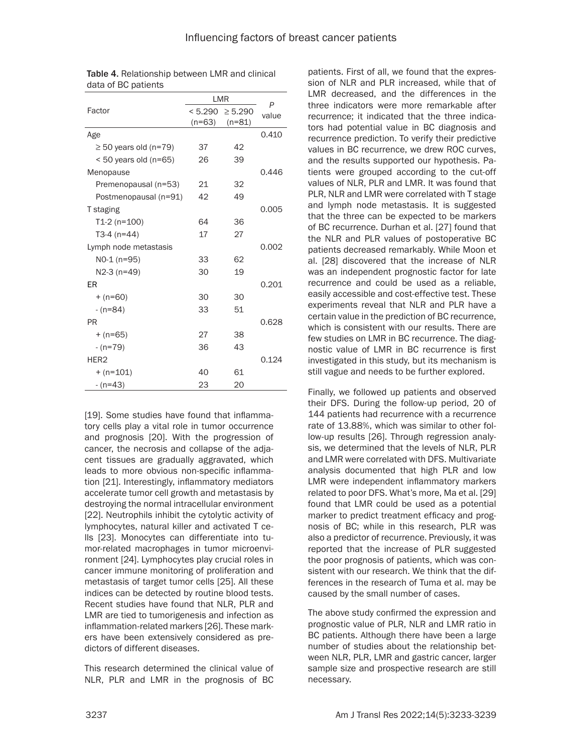**Table 4.** Relationship between LMR and clinical data of BC patients

| Factor | LMR | | *P* value |
|---|---|---|---|
| | < 5.290 (n=63) | ≥ 5.290 (n=81) | |
| Age | | | 0.410 |
| ≥ 50 years old (n=79) | 37 | 42 | |
| < 50 years old (n=65) | 26 | 39 | |
| Menopause | | | 0.446 |
| Premenopausal (n=53) | 21 | 32 | |
| Postmenopausal (n=91) | 42 | 49 | |
| T staging | | | 0.005 |
| T1-2 (n=100) | 64 | 36 | |
| T3-4 (n=44) | 17 | 27 | |
| Lymph node metastasis | | | 0.002 |
| N0-1 (n=95) | 33 | 62 | |
| N2-3 (n=49) | 30 | 19 | |
| ER | | | 0.201 |
| + (n=60) | 30 | 30 | |
| - (n=84) | 33 | 51 | |
| PR | | | 0.628 |
| + (n=65) | 27 | 38 | |
| - (n=79) | 36 | 43 | |
| HER2 | | | 0.124 |
| + (n=101) | 40 | 61 | |
| - (n=43) | 23 | 20 | |

[19]. Some studies have found that inflammatory cells play a vital role in tumor occurrence and prognosis [20]. With the progression of cancer, the necrosis and collapse of the adjacent tissues are gradually aggravated, which leads to more obvious non-specific inflammation [21]. Interestingly, inflammatory mediators accelerate tumor cell growth and metastasis by destroying the normal intracellular environment [22]. Neutrophils inhibit the cytolytic activity of lymphocytes, natural killer and activated T cells [23]. Monocytes can differentiate into tumor-related macrophages in tumor microenvironment [24]. Lymphocytes play crucial roles in cancer immune monitoring of proliferation and metastasis of target tumor cells [25]. All these indices can be detected by routine blood tests. Recent studies have found that NLR, PLR and LMR are tied to tumorigenesis and infection as inflammation-related markers [26]. These markers have been extensively considered as predictors of different diseases.

This research determined the clinical value of NLR, PLR and LMR in the prognosis of BC patients. First of all, we found that the expression of NLR and PLR increased, while that of LMR decreased, and the differences in the three indicators were more remarkable after recurrence; it indicated that the three indicators had potential value in BC diagnosis and recurrence prediction. To verify their predictive values in BC recurrence, we drew ROC curves, and the results supported our hypothesis. Patients were grouped according to the cut-off values of NLR, PLR and LMR. It was found that PLR, NLR and LMR were correlated with T stage and lymph node metastasis. It is suggested that the three can be expected to be markers of BC recurrence. Durhan et al. [27] found that the NLR and PLR values of postoperative BC patients decreased remarkably. While Moon et al. [28] discovered that the increase of NLR was an independent prognostic factor for late recurrence and could be used as a reliable, easily accessible and cost-effective test. These experiments reveal that NLR and PLR have a certain value in the prediction of BC recurrence, which is consistent with our results. There are few studies on LMR in BC recurrence. The diagnostic value of LMR in BC recurrence is first investigated in this study, but its mechanism is still vague and needs to be further explored.

Finally, we followed up patients and observed their DFS. During the follow-up period, 20 of 144 patients had recurrence with a recurrence rate of 13.88%, which was similar to other follow-up results [26]. Through regression analysis, we determined that the levels of NLR, PLR and LMR were correlated with DFS. Multivariate analysis documented that high PLR and low LMR were independent inflammatory markers related to poor DFS. What's more, Ma et al. [29] found that LMR could be used as a potential marker to predict treatment efficacy and prognosis of BC; while in this research, PLR was also a predictor of recurrence. Previously, it was reported that the increase of PLR suggested the poor prognosis of patients, which was consistent with our research. We think that the differences in the research of Tuma et al. may be caused by the small number of cases.

The above study confirmed the expression and prognostic value of PLR, NLR and LMR ratio in BC patients. Although there have been a large number of studies about the relationship between NLR, PLR, LMR and gastric cancer, larger sample size and prospective research are still necessary.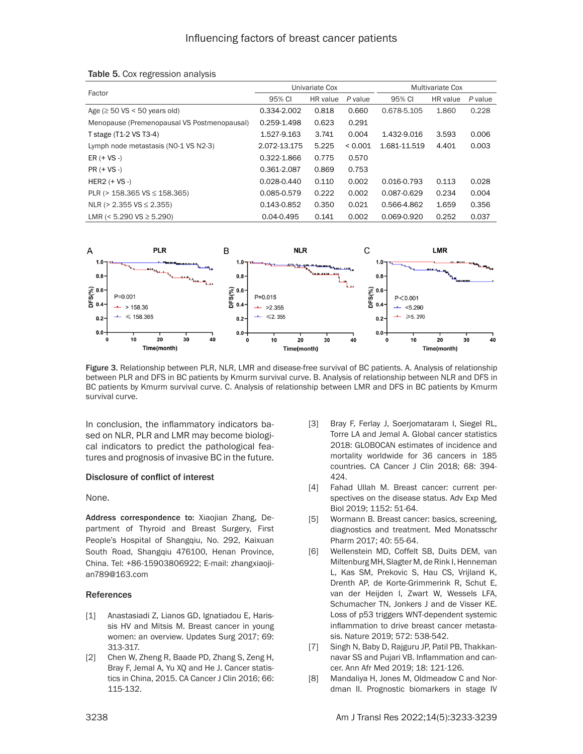**Table 5.** Cox regression analysis

| Factor | Univariate Cox | | | Multivariate Cox | | |
|---|---|---|---|---|---|---|
| | 95% CI | HR value | *P* value | 95% CI | HR value | *P* value |
| Age (≥ 50 VS < 50 years old) | 0.334-2.002 | 0.818 | 0.660 | 0.678-5.105 | 1.860 | 0.228 |
| Menopause (Premenopausal VS Postmenopausal) | 0.259-1.498 | 0.623 | 0.291 | | | |
| T stage (T1-2 VS T3-4) | 1.527-9.163 | 3.741 | 0.004 | 1.432-9.016 | 3.593 | 0.006 |
| Lymph node metastasis (N0-1 VS N2-3) | 2.072-13.175 | 5.225 | < 0.001 | 1.681-11.519 | 4.401 | 0.003 |
| ER (+ VS -) | 0.322-1.866 | 0.775 | 0.570 | | | |
| PR (+ VS -) | 0.361-2.087 | 0.869 | 0.753 | | | |
| HER2 (+ VS -) | 0.028-0.440 | 0.110 | 0.002 | 0.016-0.793 | 0.113 | 0.028 |
| PLR (> 158.365 VS ≤ 158.365) | 0.085-0.579 | 0.222 | 0.002 | 0.087-0.629 | 0.234 | 0.004 |
| NLR (> 2.355 VS ≤ 2.355) | 0.143-0.852 | 0.350 | 0.021 | 0.566-4.862 | 1.659 | 0.356 |
| LMR (< 5.290 VS ≥ 5.290) | 0.04-0.495 | 0.141 | 0.002 | 0.069-0.920 | 0.252 | 0.037 |

**Figure 3.** Relationship between PLR, NLR, LMR and disease-free survival of BC patients. A. Analysis of relationship between PLR and DFS in BC patients by Kmurm survival curve. B. Analysis of relationship between NLR and DFS in BC patients by Kmurm survival curve. C. Analysis of relationship between LMR and DFS in BC patients by Kmurm survival curve.

In conclusion, the inflammatory indicators based on NLR, PLR and LMR may become biological indicators to predict the pathological features and prognosis of invasive BC in the future.

### Disclosure of conflict of interest

None.

**Address correspondence to:** Xiaojian Zhang, Department of Thyroid and Breast Surgery, First People's Hospital of Shangqiu, No. 292, Kaixuan South Road, Shangqiu 476100, Henan Province, China. Tel: +86-15903806922; E-mail: zhangxiaojian789@163.com

### References

[1] Anastasiadi Z, Lianos GD, Ignatiadou E, Harissis HV and Mitsis M. Breast cancer in young women: an overview. Updates Surg 2017; 69: 313-317.

[2] Chen W, Zheng R, Baade PD, Zhang S, Zeng H, Bray F, Jemal A, Yu XQ and He J. Cancer statistics in China, 2015. CA Cancer J Clin 2016; 66: 115-132.

[3] Bray F, Ferlay J, Soerjomataram I, Siegel RL, Torre LA and Jemal A. Global cancer statistics 2018: GLOBOCAN estimates of incidence and mortality worldwide for 36 cancers in 185 countries. CA Cancer J Clin 2018; 68: 394-424.

[4] Fahad Ullah M. Breast cancer: current perspectives on the disease status. Adv Exp Med Biol 2019; 1152: 51-64.

[5] Wormann B. Breast cancer: basics, screening, diagnostics and treatment. Med Monatsschr Pharm 2017; 40: 55-64.

[6] Wellenstein MD, Coffelt SB, Duits DEM, van Miltenburg MH, Slagter M, de Rink I, Henneman L, Kas SM, Prekovic S, Hau CS, Vrijland K, Drenth AP, de Korte-Grimmerink R, Schut E, van der Heijden I, Zwart W, Wessels LFA, Schumacher TN, Jonkers J and de Visser KE. Loss of p53 triggers WNT-dependent systemic inflammation to drive breast cancer metastasis. Nature 2019; 572: 538-542.

[7] Singh N, Baby D, Rajguru JP, Patil PB, Thakkannavar SS and Pujari VB. Inflammation and cancer. Ann Afr Med 2019; 18: 121-126.

[8] Mandaliya H, Jones M, Oldmeadow C and Nordman II. Prognostic biomarkers in stage IV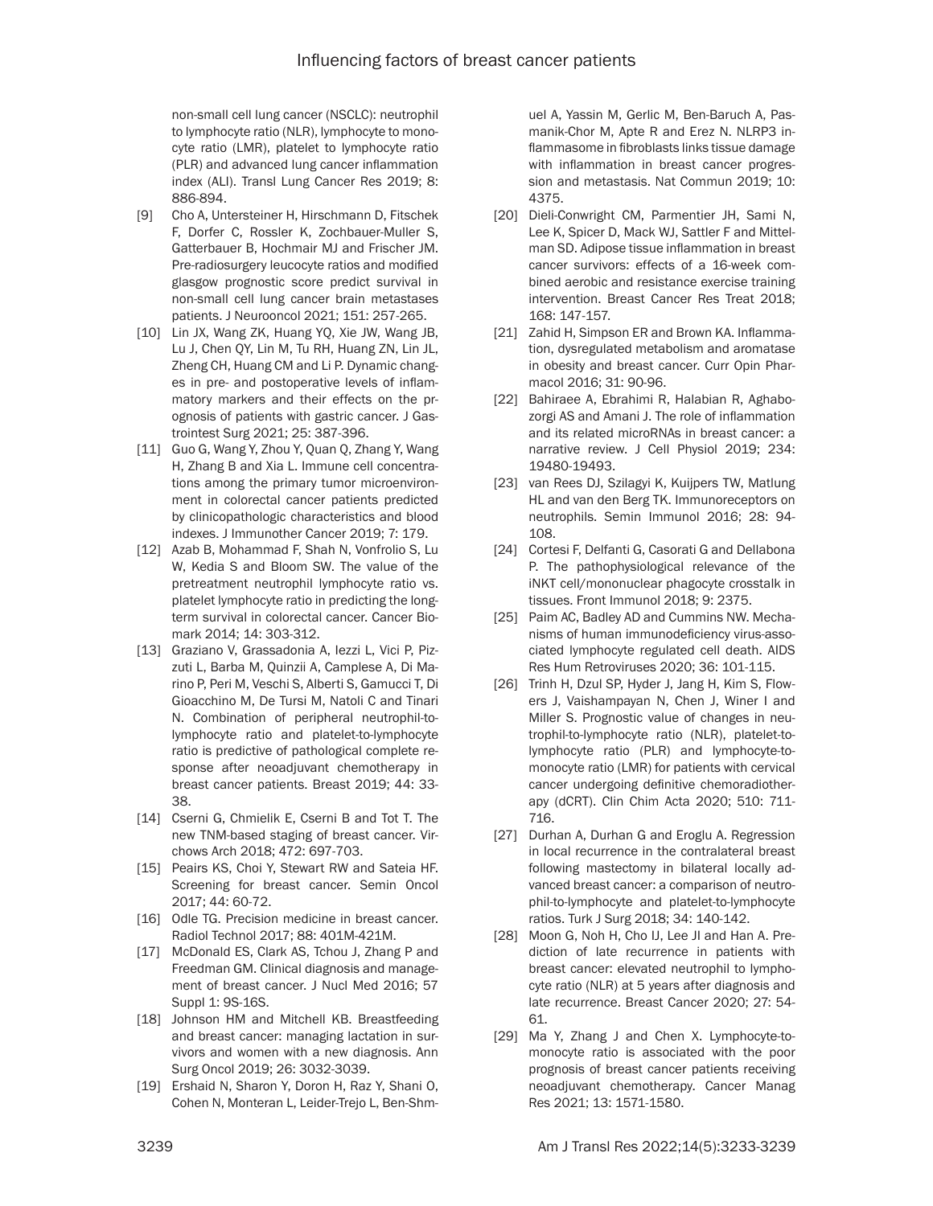non-small cell lung cancer (NSCLC): neutrophil to lymphocyte ratio (NLR), lymphocyte to monocyte ratio (LMR), platelet to lymphocyte ratio (PLR) and advanced lung cancer inflammation index (ALI). Transl Lung Cancer Res 2019; 8: 886-894.

[9] Cho A, Untersteiner H, Hirschmann D, Fitschek F, Dorfer C, Rossler K, Zochbauer-Muller S, Gatterbauer B, Hochmair MJ and Frischer JM. Pre-radiosurgery leucocyte ratios and modified glasgow prognostic score predict survival in non-small cell lung cancer brain metastases patients. J Neurooncol 2021; 151: 257-265.

[10] Lin JX, Wang ZK, Huang YQ, Xie JW, Wang JB, Lu J, Chen QY, Lin M, Tu RH, Huang ZN, Lin JL, Zheng CH, Huang CM and Li P. Dynamic changes in pre- and postoperative levels of inflammatory markers and their effects on the prognosis of patients with gastric cancer. J Gastrointest Surg 2021; 25: 387-396.

[11] Guo G, Wang Y, Zhou Y, Quan Q, Zhang Y, Wang H, Zhang B and Xia L. Immune cell concentrations among the primary tumor microenvironment in colorectal cancer patients predicted by clinicopathologic characteristics and blood indexes. J Immunother Cancer 2019; 7: 179.

[12] Azab B, Mohammad F, Shah N, Vonfrolio S, Lu W, Kedia S and Bloom SW. The value of the pretreatment neutrophil lymphocyte ratio vs. platelet lymphocyte ratio in predicting the long-term survival in colorectal cancer. Cancer Biomark 2014; 14: 303-312.

[13] Graziano V, Grassadonia A, Iezzi L, Vici P, Pizzuti L, Barba M, Quinzii A, Camplese A, Di Marino P, Peri M, Veschi S, Alberti S, Gamucci T, Di Gioacchino M, De Tursi M, Natoli C and Tinari N. Combination of peripheral neutrophil-to-lymphocyte ratio and platelet-to-lymphocyte ratio is predictive of pathological complete response after neoadjuvant chemotherapy in breast cancer patients. Breast 2019; 44: 33-38.

[14] Cserni G, Chmielik E, Cserni B and Tot T. The new TNM-based staging of breast cancer. Virchows Arch 2018; 472: 697-703.

[15] Peairs KS, Choi Y, Stewart RW and Sateia HF. Screening for breast cancer. Semin Oncol 2017; 44: 60-72.

[16] Odle TG. Precision medicine in breast cancer. Radiol Technol 2017; 88: 401M-421M.

[17] McDonald ES, Clark AS, Tchou J, Zhang P and Freedman GM. Clinical diagnosis and management of breast cancer. J Nucl Med 2016; 57 Suppl 1: 9S-16S.

[18] Johnson HM and Mitchell KB. Breastfeeding and breast cancer: managing lactation in survivors and women with a new diagnosis. Ann Surg Oncol 2019; 26: 3032-3039.

[19] Ershaid N, Sharon Y, Doron H, Raz Y, Shani O, Cohen N, Monteran L, Leider-Trejo L, Ben-Shmuel A, Yassin M, Gerlic M, Ben-Baruch A, Pasmanik-Chor M, Apte R and Erez N. NLRP3 inflammasome in fibroblasts links tissue damage with inflammation in breast cancer progression and metastasis. Nat Commun 2019; 10: 4375.

[20] Dieli-Conwright CM, Parmentier JH, Sami N, Lee K, Spicer D, Mack WJ, Sattler F and Mittelman SD. Adipose tissue inflammation in breast cancer survivors: effects of a 16-week combined aerobic and resistance exercise training intervention. Breast Cancer Res Treat 2018; 168: 147-157.

[21] Zahid H, Simpson ER and Brown KA. Inflammation, dysregulated metabolism and aromatase in obesity and breast cancer. Curr Opin Pharmacol 2016; 31: 90-96.

[22] Bahiraee A, Ebrahimi R, Halabian R, Aghabozorgi AS and Amani J. The role of inflammation and its related microRNAs in breast cancer: a narrative review. J Cell Physiol 2019; 234: 19480-19493.

[23] van Rees DJ, Szilagyi K, Kuijpers TW, Matlung HL and van den Berg TK. Immunoreceptors on neutrophils. Semin Immunol 2016; 28: 94-108.

[24] Cortesi F, Delfanti G, Casorati G and Dellabona P. The pathophysiological relevance of the iNKT cell/mononuclear phagocyte crosstalk in tissues. Front Immunol 2018; 9: 2375.

[25] Paim AC, Badley AD and Cummins NW. Mechanisms of human immunodeficiency virus-associated lymphocyte regulated cell death. AIDS Res Hum Retroviruses 2020; 36: 101-115.

[26] Trinh H, Dzul SP, Hyder J, Jang H, Kim S, Flowers J, Vaishampayan N, Chen J, Winer I and Miller S. Prognostic value of changes in neutrophil-to-lymphocyte ratio (NLR), platelet-to-lymphocyte ratio (PLR) and lymphocyte-to-monocyte ratio (LMR) for patients with cervical cancer undergoing definitive chemoradiotherapy (dCRT). Clin Chim Acta 2020; 510: 711-716.

[27] Durhan A, Durhan G and Eroglu A. Regression in local recurrence in the contralateral breast following mastectomy in bilateral locally advanced breast cancer: a comparison of neutrophil-to-lymphocyte and platelet-to-lymphocyte ratios. Turk J Surg 2018; 34: 140-142.

[28] Moon G, Noh H, Cho IJ, Lee JI and Han A. Prediction of late recurrence in patients with breast cancer: elevated neutrophil to lymphocyte ratio (NLR) at 5 years after diagnosis and late recurrence. Breast Cancer 2020; 27: 54-61.

[29] Ma Y, Zhang J and Chen X. Lymphocyte-to-monocyte ratio is associated with the poor prognosis of breast cancer patients receiving neoadjuvant chemotherapy. Cancer Manag Res 2021; 13: 1571-1580.